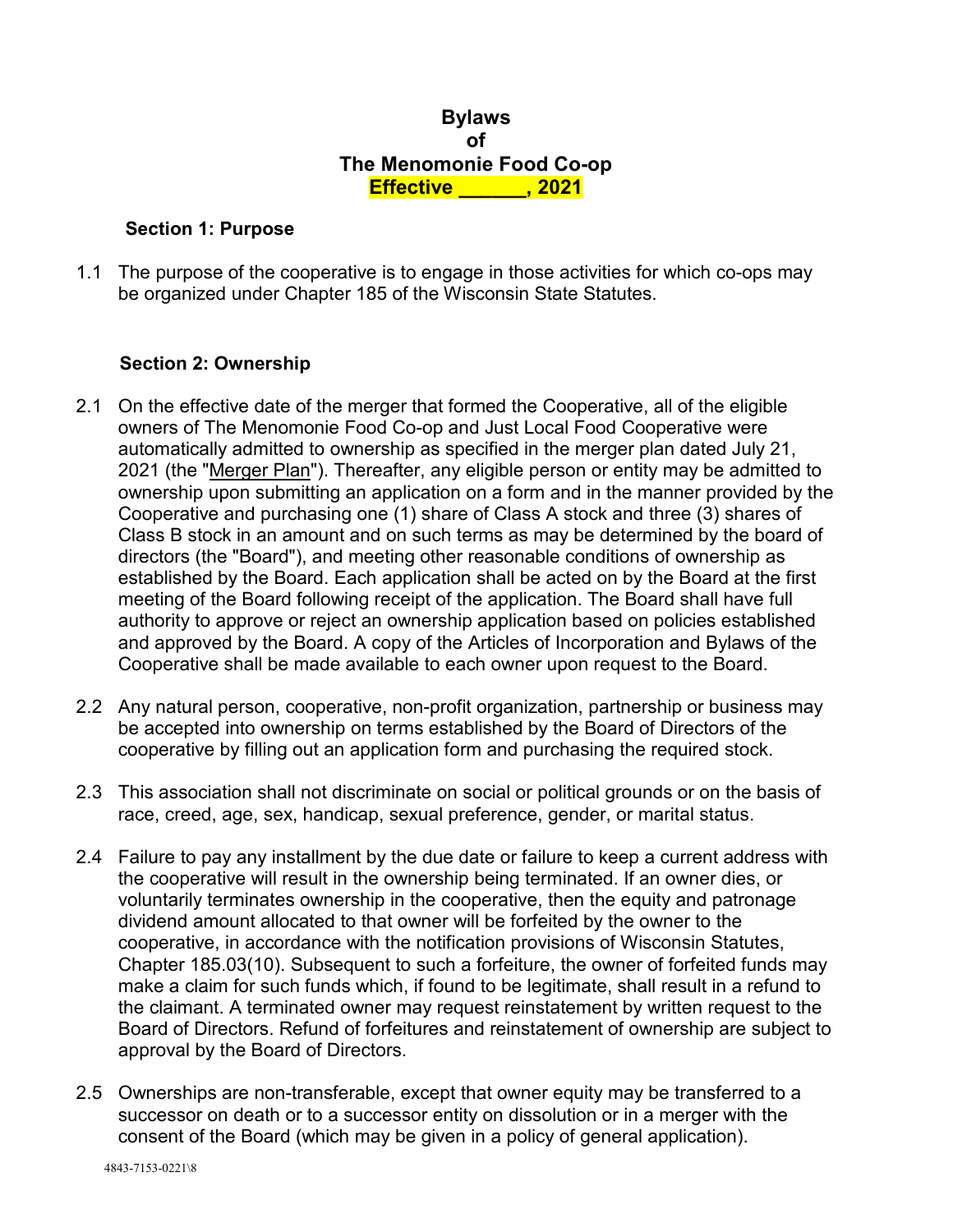# Bylaws
# of
# The Menomonie Food Co-op
# Effective ______, 2021

## Section 1: Purpose

1.1 The purpose of the cooperative is to engage in those activities for which co-ops may be organized under Chapter 185 of the Wisconsin State Statutes.

## Section 2: Ownership

2.1 On the effective date of the merger that formed the Cooperative, all of the eligible owners of The Menomonie Food Co-op and Just Local Food Cooperative were automatically admitted to ownership as specified in the merger plan dated July 21, 2021 (the "Merger Plan"). Thereafter, any eligible person or entity may be admitted to ownership upon submitting an application on a form and in the manner provided by the Cooperative and purchasing one (1) share of Class A stock and three (3) shares of Class B stock in an amount and on such terms as may be determined by the board of directors (the "Board"), and meeting other reasonable conditions of ownership as established by the Board. Each application shall be acted on by the Board at the first meeting of the Board following receipt of the application. The Board shall have full authority to approve or reject an ownership application based on policies established and approved by the Board. A copy of the Articles of Incorporation and Bylaws of the Cooperative shall be made available to each owner upon request to the Board.

2.2 Any natural person, cooperative, non-profit organization, partnership or business may be accepted into ownership on terms established by the Board of Directors of the cooperative by filling out an application form and purchasing the required stock.

2.3 This association shall not discriminate on social or political grounds or on the basis of race, creed, age, sex, handicap, sexual preference, gender, or marital status.

2.4 Failure to pay any installment by the due date or failure to keep a current address with the cooperative will result in the ownership being terminated. If an owner dies, or voluntarily terminates ownership in the cooperative, then the equity and patronage dividend amount allocated to that owner will be forfeited by the owner to the cooperative, in accordance with the notification provisions of Wisconsin Statutes, Chapter 185.03(10). Subsequent to such a forfeiture, the owner of forfeited funds may make a claim for such funds which, if found to be legitimate, shall result in a refund to the claimant. A terminated owner may request reinstatement by written request to the Board of Directors. Refund of forfeitures and reinstatement of ownership are subject to approval by the Board of Directors.

2.5 Ownerships are non-transferable, except that owner equity may be transferred to a successor on death or to a successor entity on dissolution or in a merger with the consent of the Board (which may be given in a policy of general application).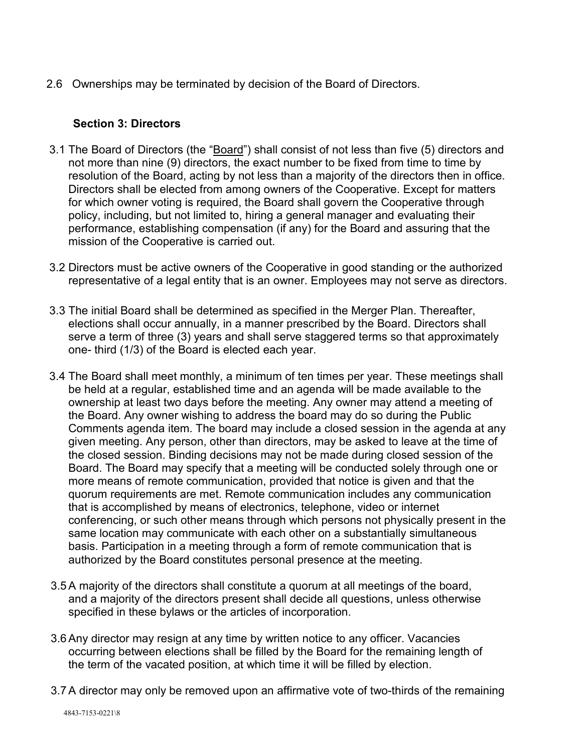2.6 Ownerships may be terminated by decision of the Board of Directors.

**Section 3: Directors**

3.1 The Board of Directors (the "Board") shall consist of not less than five (5) directors and not more than nine (9) directors, the exact number to be fixed from time to time by resolution of the Board, acting by not less than a majority of the directors then in office. Directors shall be elected from among owners of the Cooperative. Except for matters for which owner voting is required, the Board shall govern the Cooperative through policy, including, but not limited to, hiring a general manager and evaluating their performance, establishing compensation (if any) for the Board and assuring that the mission of the Cooperative is carried out.

3.2 Directors must be active owners of the Cooperative in good standing or the authorized representative of a legal entity that is an owner. Employees may not serve as directors.

3.3 The initial Board shall be determined as specified in the Merger Plan. Thereafter, elections shall occur annually, in a manner prescribed by the Board. Directors shall serve a term of three (3) years and shall serve staggered terms so that approximately one- third (1/3) of the Board is elected each year.

3.4 The Board shall meet monthly, a minimum of ten times per year. These meetings shall be held at a regular, established time and an agenda will be made available to the ownership at least two days before the meeting. Any owner may attend a meeting of the Board. Any owner wishing to address the board may do so during the Public Comments agenda item. The board may include a closed session in the agenda at any given meeting. Any person, other than directors, may be asked to leave at the time of the closed session. Binding decisions may not be made during closed session of the Board. The Board may specify that a meeting will be conducted solely through one or more means of remote communication, provided that notice is given and that the quorum requirements are met. Remote communication includes any communication that is accomplished by means of electronics, telephone, video or internet conferencing, or such other means through which persons not physically present in the same location may communicate with each other on a substantially simultaneous basis. Participation in a meeting through a form of remote communication that is authorized by the Board constitutes personal presence at the meeting.

3.5 A majority of the directors shall constitute a quorum at all meetings of the board, and a majority of the directors present shall decide all questions, unless otherwise specified in these bylaws or the articles of incorporation.

3.6 Any director may resign at any time by written notice to any officer. Vacancies occurring between elections shall be filled by the Board for the remaining length of the term of the vacated position, at which time it will be filled by election.

3.7 A director may only be removed upon an affirmative vote of two-thirds of the remaining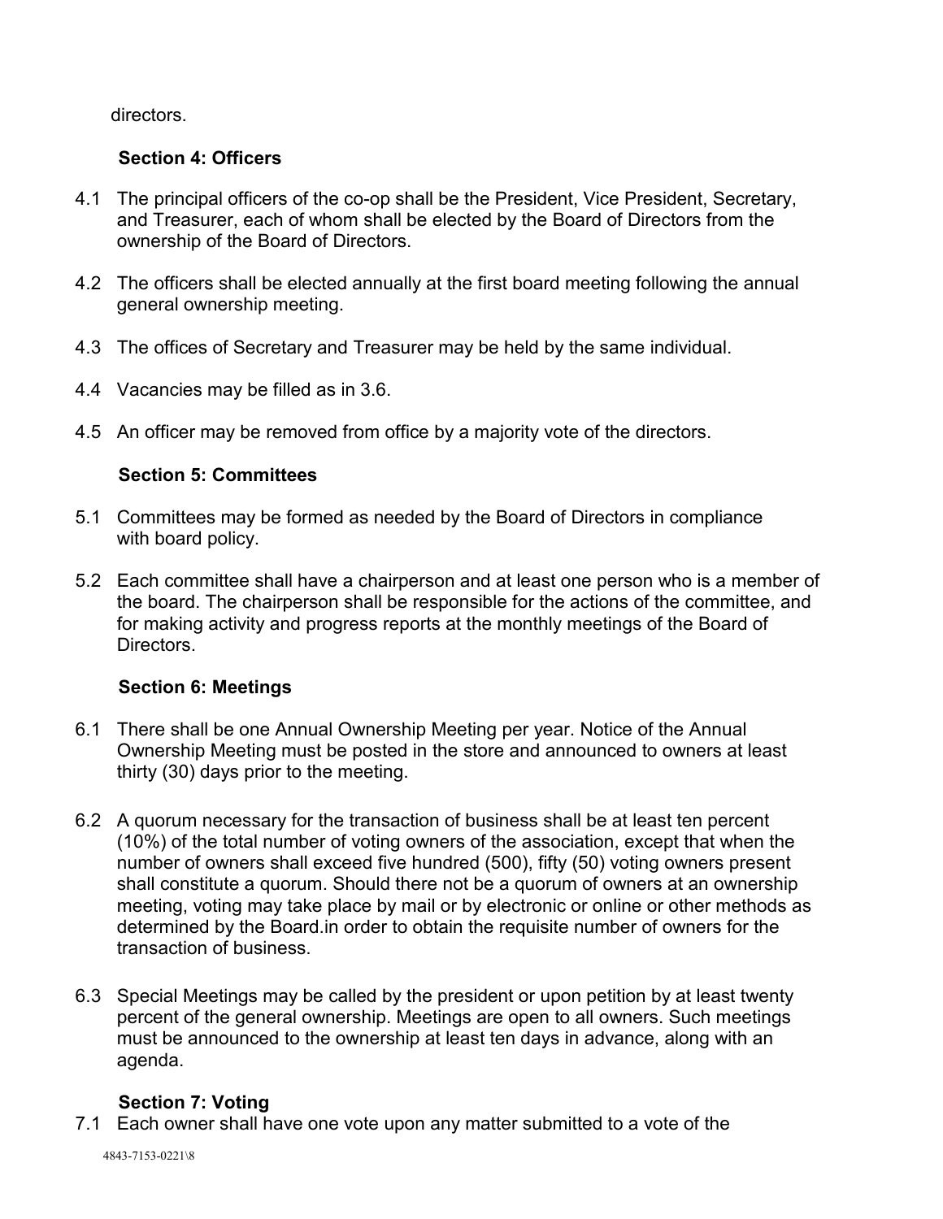directors.

### Section 4: Officers

4.1 The principal officers of the co-op shall be the President, Vice President, Secretary, and Treasurer, each of whom shall be elected by the Board of Directors from the ownership of the Board of Directors.

4.2 The officers shall be elected annually at the first board meeting following the annual general ownership meeting.

4.3 The offices of Secretary and Treasurer may be held by the same individual.

4.4 Vacancies may be filled as in 3.6.

4.5 An officer may be removed from office by a majority vote of the directors.

### Section 5: Committees

5.1 Committees may be formed as needed by the Board of Directors in compliance with board policy.

5.2 Each committee shall have a chairperson and at least one person who is a member of the board. The chairperson shall be responsible for the actions of the committee, and for making activity and progress reports at the monthly meetings of the Board of Directors.

### Section 6: Meetings

6.1 There shall be one Annual Ownership Meeting per year. Notice of the Annual Ownership Meeting must be posted in the store and announced to owners at least thirty (30) days prior to the meeting.

6.2 A quorum necessary for the transaction of business shall be at least ten percent (10%) of the total number of voting owners of the association, except that when the number of owners shall exceed five hundred (500), fifty (50) voting owners present shall constitute a quorum. Should there not be a quorum of owners at an ownership meeting, voting may take place by mail or by electronic or online or other methods as determined by the Board.in order to obtain the requisite number of owners for the transaction of business.

6.3 Special Meetings may be called by the president or upon petition by at least twenty percent of the general ownership. Meetings are open to all owners. Such meetings must be announced to the ownership at least ten days in advance, along with an agenda.

### Section 7: Voting

7.1 Each owner shall have one vote upon any matter submitted to a vote of the

4843-7153-0221\8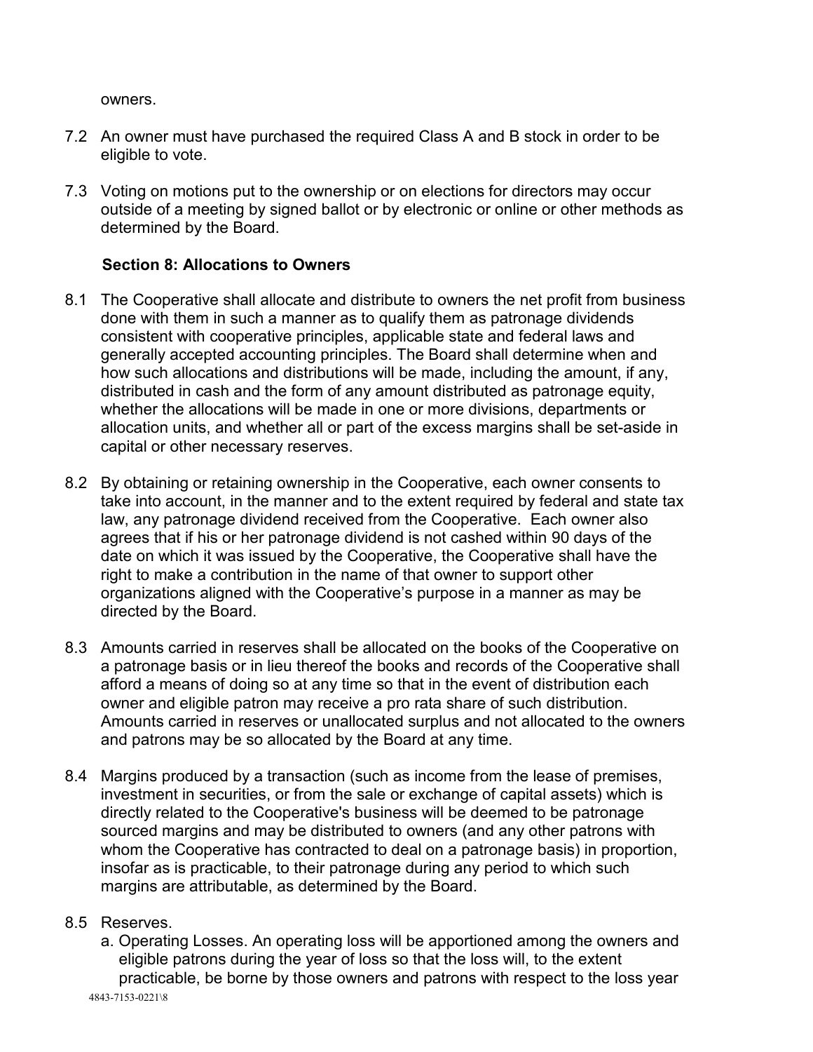owners.

7.2 An owner must have purchased the required Class A and B stock in order to be eligible to vote.

7.3 Voting on motions put to the ownership or on elections for directors may occur outside of a meeting by signed ballot or by electronic or online or other methods as determined by the Board.

## Section 8: Allocations to Owners

8.1 The Cooperative shall allocate and distribute to owners the net profit from business done with them in such a manner as to qualify them as patronage dividends consistent with cooperative principles, applicable state and federal laws and generally accepted accounting principles. The Board shall determine when and how such allocations and distributions will be made, including the amount, if any, distributed in cash and the form of any amount distributed as patronage equity, whether the allocations will be made in one or more divisions, departments or allocation units, and whether all or part of the excess margins shall be set-aside in capital or other necessary reserves.

8.2 By obtaining or retaining ownership in the Cooperative, each owner consents to take into account, in the manner and to the extent required by federal and state tax law, any patronage dividend received from the Cooperative. Each owner also agrees that if his or her patronage dividend is not cashed within 90 days of the date on which it was issued by the Cooperative, the Cooperative shall have the right to make a contribution in the name of that owner to support other organizations aligned with the Cooperative's purpose in a manner as may be directed by the Board.

8.3 Amounts carried in reserves shall be allocated on the books of the Cooperative on a patronage basis or in lieu thereof the books and records of the Cooperative shall afford a means of doing so at any time so that in the event of distribution each owner and eligible patron may receive a pro rata share of such distribution. Amounts carried in reserves or unallocated surplus and not allocated to the owners and patrons may be so allocated by the Board at any time.

8.4 Margins produced by a transaction (such as income from the lease of premises, investment in securities, or from the sale or exchange of capital assets) which is directly related to the Cooperative's business will be deemed to be patronage sourced margins and may be distributed to owners (and any other patrons with whom the Cooperative has contracted to deal on a patronage basis) in proportion, insofar as is practicable, to their patronage during any period to which such margins are attributable, as determined by the Board.

8.5 Reserves.

a. Operating Losses. An operating loss will be apportioned among the owners and eligible patrons during the year of loss so that the loss will, to the extent practicable, be borne by those owners and patrons with respect to the loss year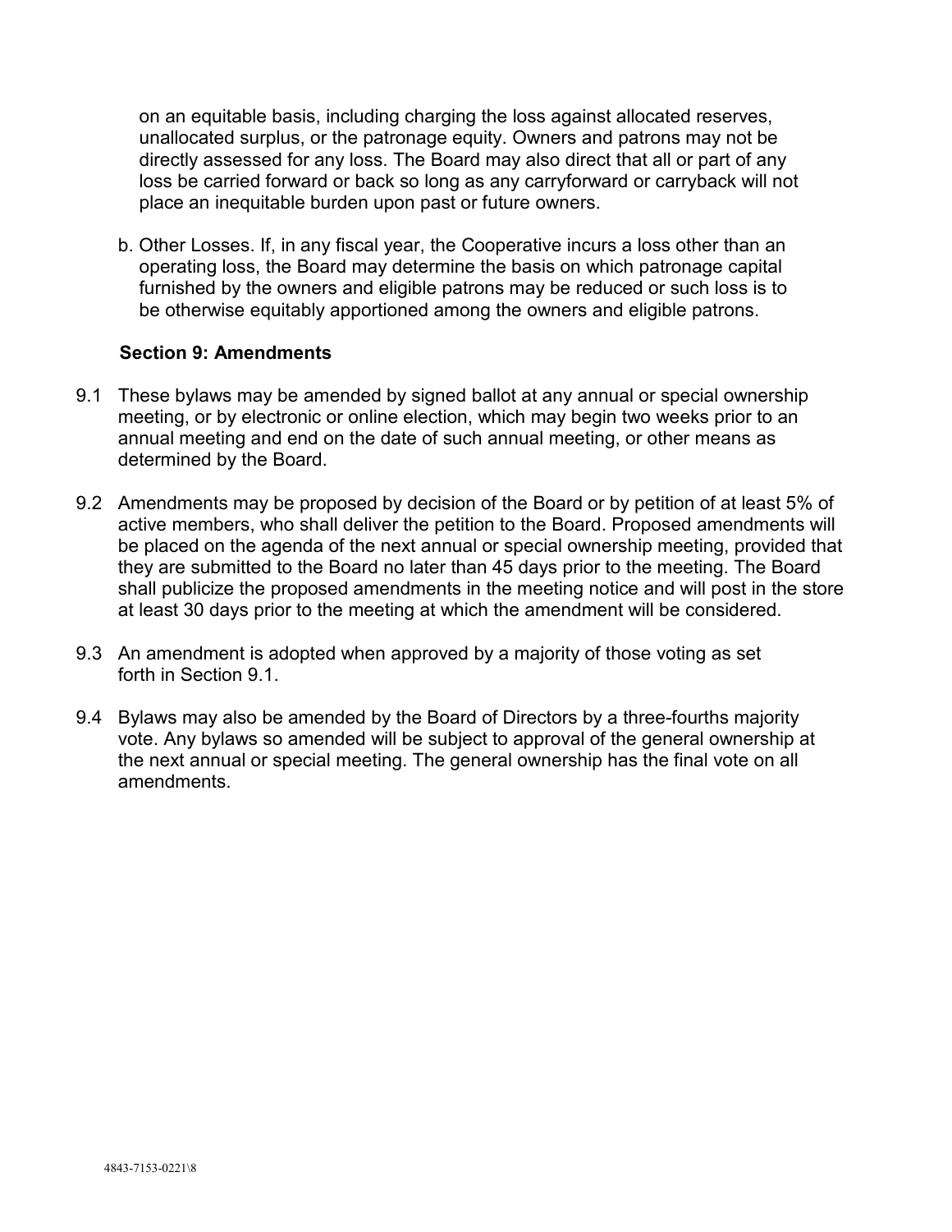on an equitable basis, including charging the loss against allocated reserves, unallocated surplus, or the patronage equity. Owners and patrons may not be directly assessed for any loss. The Board may also direct that all or part of any loss be carried forward or back so long as any carryforward or carryback will not place an inequitable burden upon past or future owners.

b. Other Losses. If, in any fiscal year, the Cooperative incurs a loss other than an operating loss, the Board may determine the basis on which patronage capital furnished by the owners and eligible patrons may be reduced or such loss is to be otherwise equitably apportioned among the owners and eligible patrons.

### Section 9: Amendments

9.1 These bylaws may be amended by signed ballot at any annual or special ownership meeting, or by electronic or online election, which may begin two weeks prior to an annual meeting and end on the date of such annual meeting, or other means as determined by the Board.

9.2 Amendments may be proposed by decision of the Board or by petition of at least 5% of active members, who shall deliver the petition to the Board. Proposed amendments will be placed on the agenda of the next annual or special ownership meeting, provided that they are submitted to the Board no later than 45 days prior to the meeting. The Board shall publicize the proposed amendments in the meeting notice and will post in the store at least 30 days prior to the meeting at which the amendment will be considered.

9.3 An amendment is adopted when approved by a majority of those voting as set forth in Section 9.1.

9.4 Bylaws may also be amended by the Board of Directors by a three-fourths majority vote. Any bylaws so amended will be subject to approval of the general ownership at the next annual or special meeting. The general ownership has the final vote on all amendments.